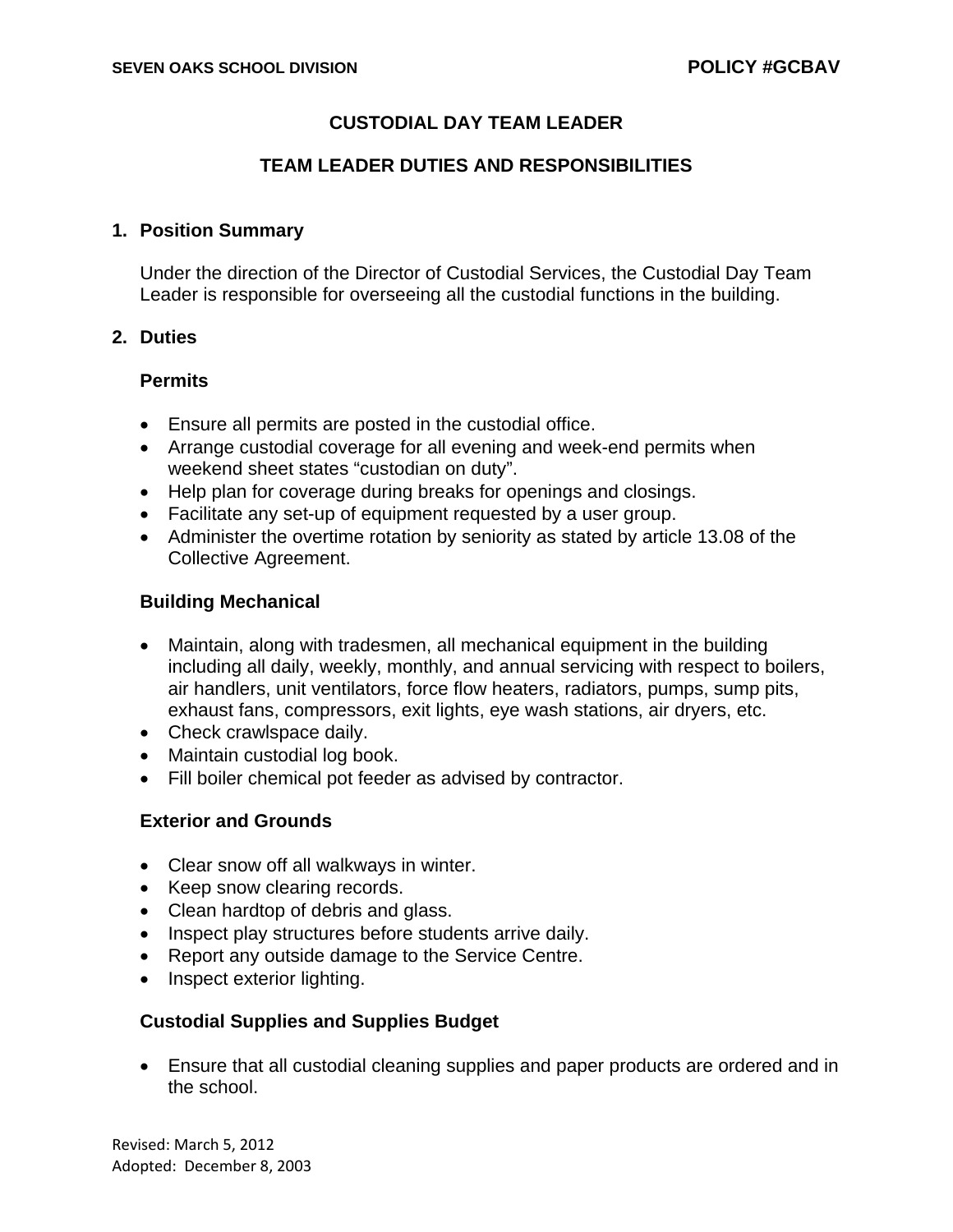SEVEN OAKS SCHOOL DIVISION **POLICY #GCBAV**

# CUSTODIAL DAY TEAM LEADER

## TEAM LEADER DUTIES AND RESPONSIBILITIES

### 1. Position Summary

Under the direction of the Director of Custodial Services, the Custodial Day Team Leader is responsible for overseeing all the custodial functions in the building.

### 2. Duties

**Permits**

- Ensure all permits are posted in the custodial office.
- Arrange custodial coverage for all evening and week-end permits when weekend sheet states "custodian on duty".
- Help plan for coverage during breaks for openings and closings.
- Facilitate any set-up of equipment requested by a user group.
- Administer the overtime rotation by seniority as stated by article 13.08 of the Collective Agreement.

**Building Mechanical**

- Maintain, along with tradesmen, all mechanical equipment in the building including all daily, weekly, monthly, and annual servicing with respect to boilers, air handlers, unit ventilators, force flow heaters, radiators, pumps, sump pits, exhaust fans, compressors, exit lights, eye wash stations, air dryers, etc.
- Check crawlspace daily.
- Maintain custodial log book.
- Fill boiler chemical pot feeder as advised by contractor.

**Exterior and Grounds**

- Clear snow off all walkways in winter.
- Keep snow clearing records.
- Clean hardtop of debris and glass.
- Inspect play structures before students arrive daily.
- Report any outside damage to the Service Centre.
- Inspect exterior lighting.

**Custodial Supplies and Supplies Budget**

- Ensure that all custodial cleaning supplies and paper products are ordered and in the school.

Revised: March 5, 2012
Adopted: December 8, 2003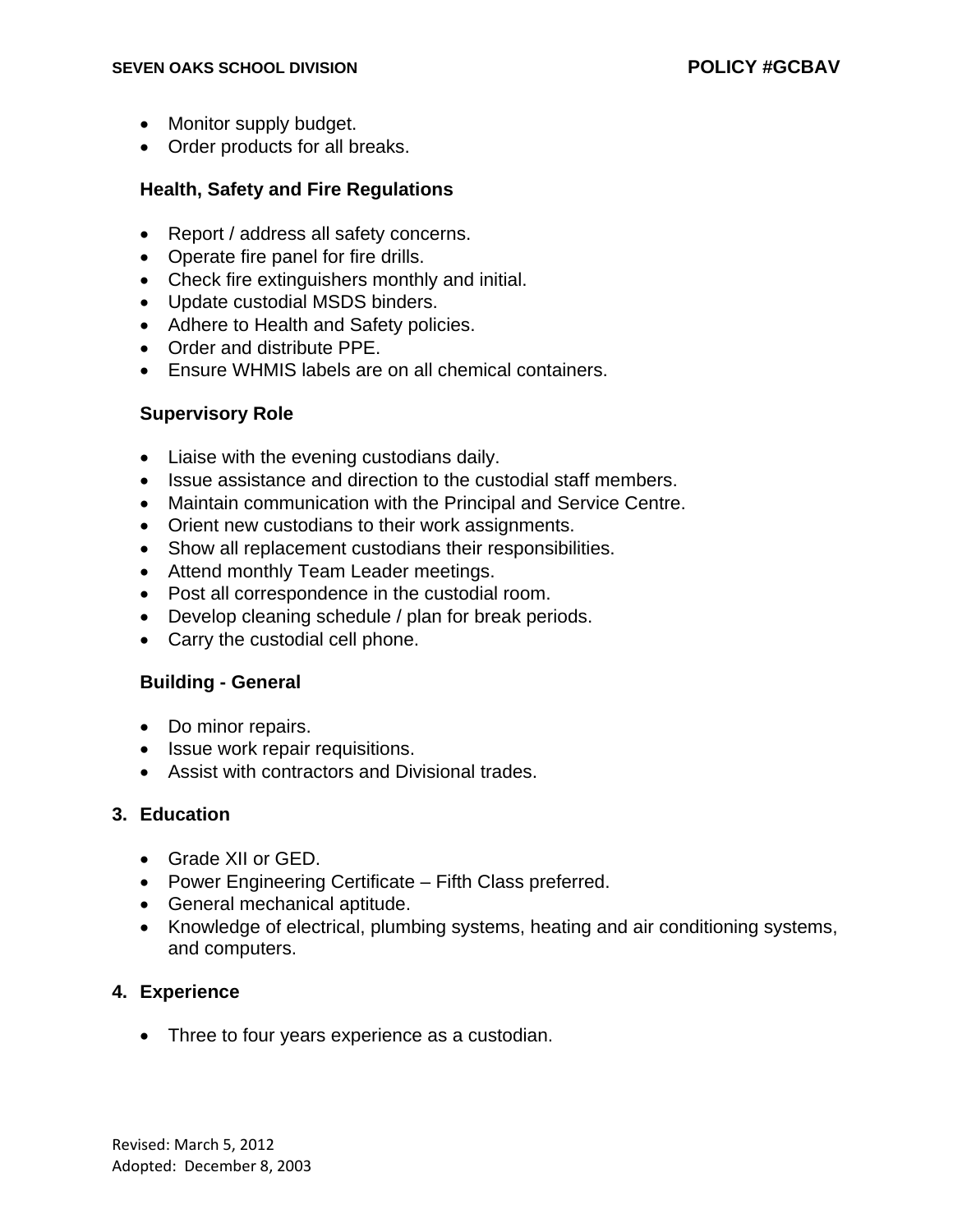- Monitor supply budget.
- Order products for all breaks.

**Health, Safety and Fire Regulations**

- Report / address all safety concerns.
- Operate fire panel for fire drills.
- Check fire extinguishers monthly and initial.
- Update custodial MSDS binders.
- Adhere to Health and Safety policies.
- Order and distribute PPE.
- Ensure WHMIS labels are on all chemical containers.

**Supervisory Role**

- Liaise with the evening custodians daily.
- Issue assistance and direction to the custodial staff members.
- Maintain communication with the Principal and Service Centre.
- Orient new custodians to their work assignments.
- Show all replacement custodians their responsibilities.
- Attend monthly Team Leader meetings.
- Post all correspondence in the custodial room.
- Develop cleaning schedule / plan for break periods.
- Carry the custodial cell phone.

**Building - General**

- Do minor repairs.
- Issue work repair requisitions.
- Assist with contractors and Divisional trades.

## 3. Education

- Grade XII or GED.
- Power Engineering Certificate – Fifth Class preferred.
- General mechanical aptitude.
- Knowledge of electrical, plumbing systems, heating and air conditioning systems, and computers.

## 4. Experience

- Three to four years experience as a custodian.

Revised: March 5, 2012
Adopted: December 8, 2003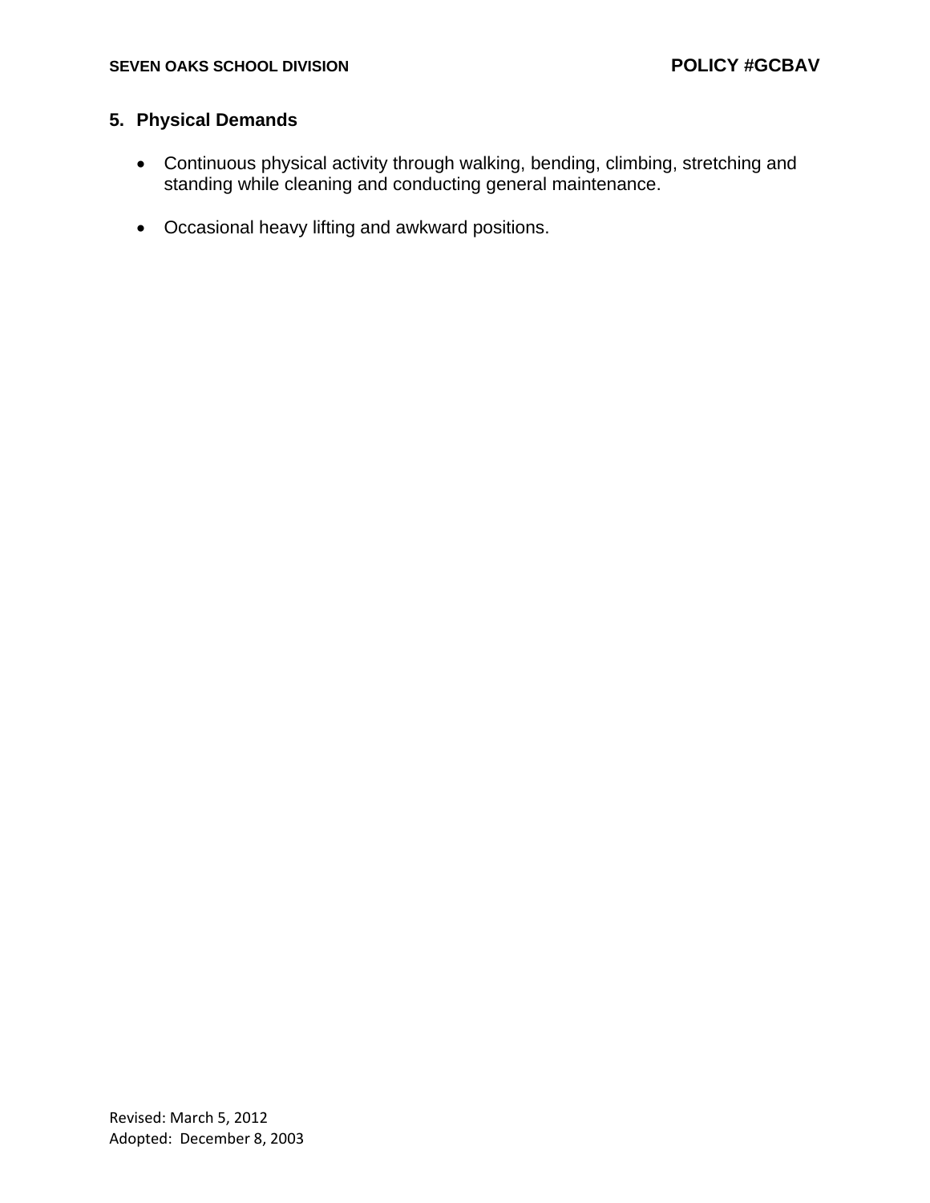## 5. Physical Demands

- Continuous physical activity through walking, bending, climbing, stretching and standing while cleaning and conducting general maintenance.

- Occasional heavy lifting and awkward positions.

Revised: March 5, 2012
Adopted: December 8, 2003